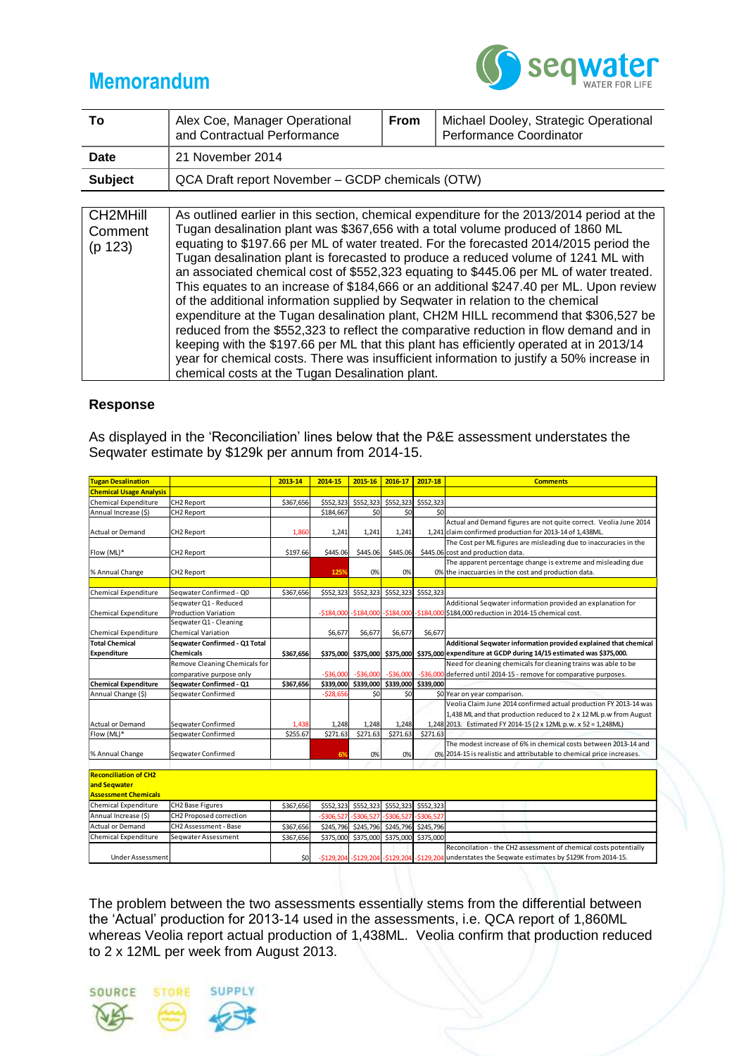# Memorandum

| To | Alex Coe, Manager Operational and Contractual Performance | From | Michael Dooley, Strategic Operational Performance Coordinator |
|---|---|---|---|
| **Date** | 21 November 2014 | | |
| **Subject** | QCA Draft report November – GCDP chemicals (OTW) | | |

| CH2MHill Comment (p 123) | As outlined earlier in this section, chemical expenditure for the 2013/2014 period at the Tugan desalination plant was $367,656 with a total volume produced of 1860 ML equating to $197.66 per ML of water treated. For the forecasted 2014/2015 period the Tugan desalination plant is forecasted to produce a reduced volume of 1241 ML with an associated chemical cost of $552,323 equating to $445.06 per ML of water treated. This equates to an increase of $184,666 or an additional $247.40 per ML. Upon review of the additional information supplied by Seqwater in relation to the chemical expenditure at the Tugan desalination plant, CH2M HILL recommend that $306,527 be reduced from the $552,323 to reflect the comparative reduction in flow demand and in keeping with the $197.66 per ML that this plant has efficiently operated at in 2013/14 year for chemical costs. There was insufficient information to justify a 50% increase in chemical costs at the Tugan Desalination plant. |
|---|---|

## Response

As displayed in the 'Reconciliation' lines below that the P&E assessment understates the Seqwater estimate by $129k per annum from 2014-15.

| Tugan Desalination | | 2013-14 | 2014-15 | 2015-16 | 2016-17 | 2017-18 | Comments |
|---|---|---|---|---|---|---|---|
| **Chemical Usage Analysis** | | | | | | | |
| Chemical Expenditure | CH2 Report | $367,656 | $552,323 | $552,323 | $552,323 | $552,323 | |
| Annual Increase ($) | CH2 Report | | $184,667 | $0 | $0 | $0 | |
| Actual or Demand | CH2 Report | 1,860 | 1,241 | 1,241 | 1,241 | 1,241 | Actual and Demand figures are not quite correct. Veolia June 2014 claim confirmed production for 2013-14 of 1,438ML. |
| Flow (ML)* | CH2 Report | $197.66 | $445.06 | $445.06 | $445.06 | $445.06 | The Cost per ML figures are misleading due to inaccuracies in the cost and production data. |
| % Annual Change | CH2 Report | | 125% | 0% | 0% | 0% | The apparent percentage change is extreme and misleading due the inaccuracies in the cost and production data. |
| | | | | | | | |
| Chemical Expenditure | Seqwater Confirmed - Q0 | $367,656 | $552,323 | $552,323 | $552,323 | $552,323 | |
| Chemical Expenditure | Seqwater Q1 - Reduced Production Variation | | -$184,000 | -$184,000 | -$184,000 | -$184,000 | Additional Seqwater information provided an explanation for $184,000 reduction in 2014-15 chemical cost. |
| Chemical Expenditure | Seqwater Q1 - Cleaning Chemical Variation | | $6,677 | $6,677 | $6,677 | $6,677 | |
| **Total Chemical Expenditure** | **Seqwater Confirmed - Q1 Total Chemicals** | **$367,656** | **$375,000** | **$375,000** | **$375,000** | **$375,000** | **Additional Seqwater information provided explained that chemical expenditure at GCDP during 14/15 estimated was $375,000.** |
| | Remove Cleaning Chemicals for comparative purpose only | | -$36,000 | -$36,000 | -$36,000 | -$36,000 | Need for cleaning chemicals for cleaning trains was able to be deferred until 2014-15 - remove for comparative purposes. |
| **Chemical Expenditure** | **Seqwater Confirmed - Q1** | **$367,656** | **$339,000** | **$339,000** | **$339,000** | **$339,000** | |
| Annual Change ($) | Seqwater Confirmed | | -$28,656 | $0 | $0 | $0 | Year on year comparison. |
| Actual or Demand | Seqwater Confirmed | 1,438 | 1,248 | 1,248 | 1,248 | 1,248 | Veolia Claim June 2014 confirmed actual production FY 2013-14 was 1,438 ML and that production reduced to 2 x 12 ML p.w from August 2013. Estimated FY 2014-15 (2 x 12ML p.w. x 52 = 1,248ML) |
| Flow (ML)* | Seqwater Confirmed | $255.67 | $271.63 | $271.63 | $271.63 | $271.63 | |
| % Annual Change | Seqwater Confirmed | | 6% | 0% | 0% | 0% | The modest increase of 6% in chemical costs between 2013-14 and 2014-15 is realistic and attributable to chemical price increases. |
| | | | | | | | |
| **Reconciliation of CH2 and Seqwater Assessment Chemicals** | | | | | | | |
| Chemical Expenditure | CH2 Base Figures | $367,656 | $552,323 | $552,323 | $552,323 | $552,323 | |
| Annual Increase ($) | CH2 Proposed correction | | -$306,527 | -$306,527 | -$306,527 | -$306,527 | |
| Actual or Demand | CH2 Assessment - Base | $367,656 | $245,796 | $245,796 | $245,796 | $245,796 | |
| Chemical Expenditure | Seqwater Assessment | $367,656 | $375,000 | $375,000 | $375,000 | $375,000 | |
| Under Assessment | | $0 | -$129,204 | -$129,204 | -$129,204 | -$129,204 | Reconcilation - the CH2 assessment of chemical costs potentially understates the Seqwate estimates by $129K from 2014-15. |

The problem between the two assessments essentially stems from the differential between the 'Actual' production for 2013-14 used in the assessments, i.e. QCA report of 1,860ML whereas Veolia report actual production of 1,438ML. Veolia confirm that production reduced to 2 x 12ML per week from August 2013.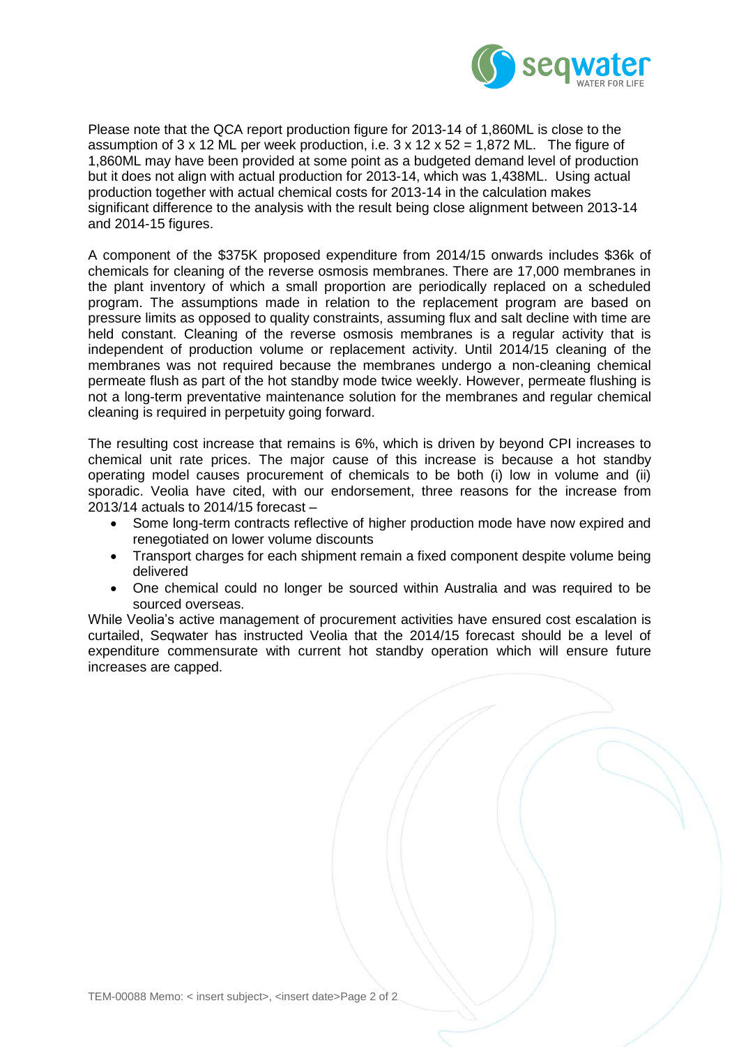Please note that the QCA report production figure for 2013-14 of 1,860ML is close to the assumption of 3 x 12 ML per week production, i.e. 3 x 12 x 52 = 1,872 ML. The figure of 1,860ML may have been provided at some point as a budgeted demand level of production but it does not align with actual production for 2013-14, which was 1,438ML. Using actual production together with actual chemical costs for 2013-14 in the calculation makes significant difference to the analysis with the result being close alignment between 2013-14 and 2014-15 figures.

A component of the $375K proposed expenditure from 2014/15 onwards includes $36k of chemicals for cleaning of the reverse osmosis membranes. There are 17,000 membranes in the plant inventory of which a small proportion are periodically replaced on a scheduled program. The assumptions made in relation to the replacement program are based on pressure limits as opposed to quality constraints, assuming flux and salt decline with time are held constant. Cleaning of the reverse osmosis membranes is a regular activity that is independent of production volume or replacement activity. Until 2014/15 cleaning of the membranes was not required because the membranes undergo a non-cleaning chemical permeate flush as part of the hot standby mode twice weekly. However, permeate flushing is not a long-term preventative maintenance solution for the membranes and regular chemical cleaning is required in perpetuity going forward.

The resulting cost increase that remains is 6%, which is driven by beyond CPI increases to chemical unit rate prices. The major cause of this increase is because a hot standby operating model causes procurement of chemicals to be both (i) low in volume and (ii) sporadic. Veolia have cited, with our endorsement, three reasons for the increase from 2013/14 actuals to 2014/15 forecast –

- Some long-term contracts reflective of higher production mode have now expired and renegotiated on lower volume discounts
- Transport charges for each shipment remain a fixed component despite volume being delivered
- One chemical could no longer be sourced within Australia and was required to be sourced overseas.

While Veolia's active management of procurement activities have ensured cost escalation is curtailed, Seqwater has instructed Veolia that the 2014/15 forecast should be a level of expenditure commensurate with current hot standby operation which will ensure future increases are capped.